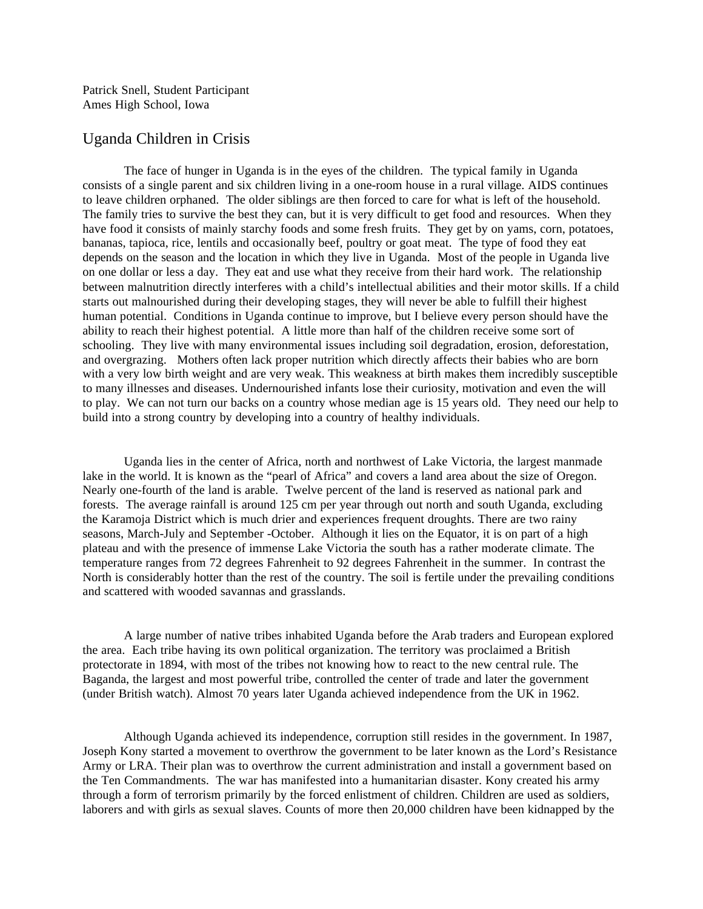Patrick Snell, Student Participant
Ames High School, Iowa

# Uganda Children in Crisis

The face of hunger in Uganda is in the eyes of the children. The typical family in Uganda consists of a single parent and six children living in a one-room house in a rural village. AIDS continues to leave children orphaned. The older siblings are then forced to care for what is left of the household. The family tries to survive the best they can, but it is very difficult to get food and resources. When they have food it consists of mainly starchy foods and some fresh fruits. They get by on yams, corn, potatoes, bananas, tapioca, rice, lentils and occasionally beef, poultry or goat meat. The type of food they eat depends on the season and the location in which they live in Uganda. Most of the people in Uganda live on one dollar or less a day. They eat and use what they receive from their hard work. The relationship between malnutrition directly interferes with a child's intellectual abilities and their motor skills. If a child starts out malnourished during their developing stages, they will never be able to fulfill their highest human potential. Conditions in Uganda continue to improve, but I believe every person should have the ability to reach their highest potential. A little more than half of the children receive some sort of schooling. They live with many environmental issues including soil degradation, erosion, deforestation, and overgrazing. Mothers often lack proper nutrition which directly affects their babies who are born with a very low birth weight and are very weak. This weakness at birth makes them incredibly susceptible to many illnesses and diseases. Undernourished infants lose their curiosity, motivation and even the will to play. We can not turn our backs on a country whose median age is 15 years old. They need our help to build into a strong country by developing into a country of healthy individuals.

Uganda lies in the center of Africa, north and northwest of Lake Victoria, the largest manmade lake in the world. It is known as the "pearl of Africa" and covers a land area about the size of Oregon. Nearly one-fourth of the land is arable. Twelve percent of the land is reserved as national park and forests. The average rainfall is around 125 cm per year through out north and south Uganda, excluding the Karamoja District which is much drier and experiences frequent droughts. There are two rainy seasons, March-July and September -October. Although it lies on the Equator, it is on part of a high plateau and with the presence of immense Lake Victoria the south has a rather moderate climate. The temperature ranges from 72 degrees Fahrenheit to 92 degrees Fahrenheit in the summer. In contrast the North is considerably hotter than the rest of the country. The soil is fertile under the prevailing conditions and scattered with wooded savannas and grasslands.

A large number of native tribes inhabited Uganda before the Arab traders and European explored the area. Each tribe having its own political organization. The territory was proclaimed a British protectorate in 1894, with most of the tribes not knowing how to react to the new central rule. The Baganda, the largest and most powerful tribe, controlled the center of trade and later the government (under British watch). Almost 70 years later Uganda achieved independence from the UK in 1962.

Although Uganda achieved its independence, corruption still resides in the government. In 1987, Joseph Kony started a movement to overthrow the government to be later known as the Lord's Resistance Army or LRA. Their plan was to overthrow the current administration and install a government based on the Ten Commandments. The war has manifested into a humanitarian disaster. Kony created his army through a form of terrorism primarily by the forced enlistment of children. Children are used as soldiers, laborers and with girls as sexual slaves. Counts of more then 20,000 children have been kidnapped by the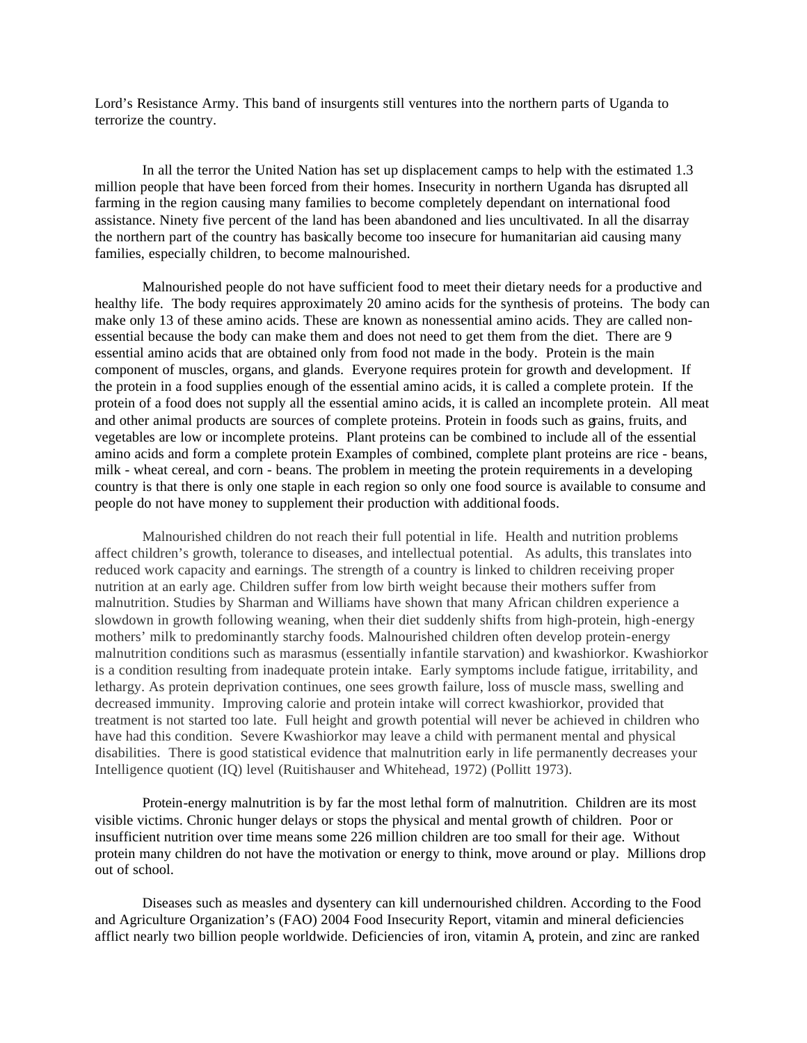Lord's Resistance Army. This band of insurgents still ventures into the northern parts of Uganda to terrorize the country.

In all the terror the United Nation has set up displacement camps to help with the estimated 1.3 million people that have been forced from their homes. Insecurity in northern Uganda has disrupted all farming in the region causing many families to become completely dependant on international food assistance. Ninety five percent of the land has been abandoned and lies uncultivated. In all the disarray the northern part of the country has basically become too insecure for humanitarian aid causing many families, especially children, to become malnourished.

Malnourished people do not have sufficient food to meet their dietary needs for a productive and healthy life. The body requires approximately 20 amino acids for the synthesis of proteins. The body can make only 13 of these amino acids. These are known as nonessential amino acids. They are called non-essential because the body can make them and does not need to get them from the diet. There are 9 essential amino acids that are obtained only from food not made in the body. Protein is the main component of muscles, organs, and glands. Everyone requires protein for growth and development. If the protein in a food supplies enough of the essential amino acids, it is called a complete protein. If the protein of a food does not supply all the essential amino acids, it is called an incomplete protein. All meat and other animal products are sources of complete proteins. Protein in foods such as grains, fruits, and vegetables are low or incomplete proteins. Plant proteins can be combined to include all of the essential amino acids and form a complete protein Examples of combined, complete plant proteins are rice - beans, milk - wheat cereal, and corn - beans. The problem in meeting the protein requirements in a developing country is that there is only one staple in each region so only one food source is available to consume and people do not have money to supplement their production with additional foods.

Malnourished children do not reach their full potential in life. Health and nutrition problems affect children's growth, tolerance to diseases, and intellectual potential. As adults, this translates into reduced work capacity and earnings. The strength of a country is linked to children receiving proper nutrition at an early age. Children suffer from low birth weight because their mothers suffer from malnutrition. Studies by Sharman and Williams have shown that many African children experience a slowdown in growth following weaning, when their diet suddenly shifts from high-protein, high-energy mothers' milk to predominantly starchy foods. Malnourished children often develop protein-energy malnutrition conditions such as marasmus (essentially infantile starvation) and kwashiorkor. Kwashiorkor is a condition resulting from inadequate protein intake. Early symptoms include fatigue, irritability, and lethargy. As protein deprivation continues, one sees growth failure, loss of muscle mass, swelling and decreased immunity. Improving calorie and protein intake will correct kwashiorkor, provided that treatment is not started too late. Full height and growth potential will never be achieved in children who have had this condition. Severe Kwashiorkor may leave a child with permanent mental and physical disabilities. There is good statistical evidence that malnutrition early in life permanently decreases your Intelligence quotient (IQ) level (Ruitishauser and Whitehead, 1972) (Pollitt 1973).

Protein-energy malnutrition is by far the most lethal form of malnutrition. Children are its most visible victims. Chronic hunger delays or stops the physical and mental growth of children. Poor or insufficient nutrition over time means some 226 million children are too small for their age. Without protein many children do not have the motivation or energy to think, move around or play. Millions drop out of school.

Diseases such as measles and dysentery can kill undernourished children. According to the Food and Agriculture Organization's (FAO) 2004 Food Insecurity Report, vitamin and mineral deficiencies afflict nearly two billion people worldwide. Deficiencies of iron, vitamin A, protein, and zinc are ranked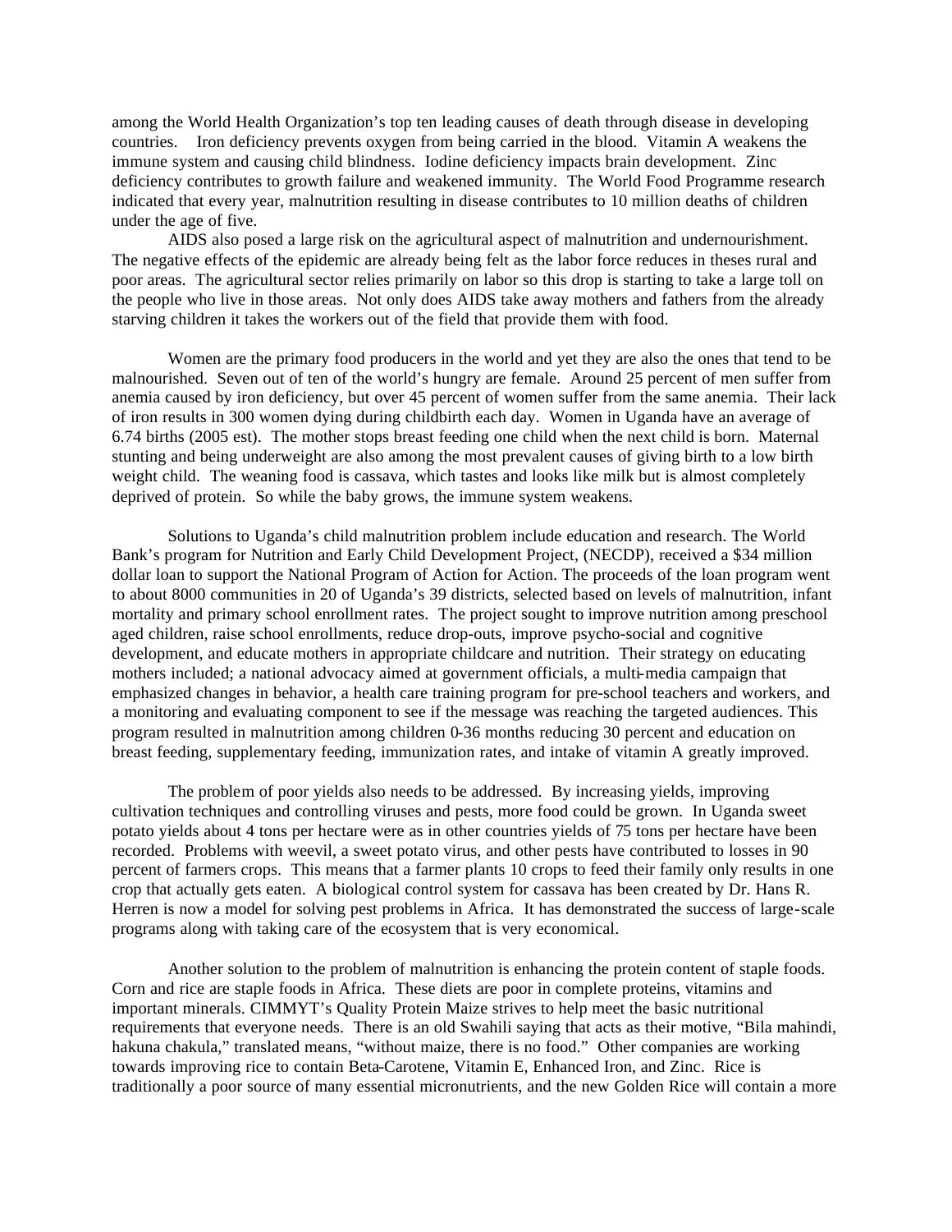among the World Health Organization's top ten leading causes of death through disease in developing countries. Iron deficiency prevents oxygen from being carried in the blood. Vitamin A weakens the immune system and causing child blindness. Iodine deficiency impacts brain development. Zinc deficiency contributes to growth failure and weakened immunity. The World Food Programme research indicated that every year, malnutrition resulting in disease contributes to 10 million deaths of children under the age of five.

AIDS also posed a large risk on the agricultural aspect of malnutrition and undernourishment. The negative effects of the epidemic are already being felt as the labor force reduces in theses rural and poor areas. The agricultural sector relies primarily on labor so this drop is starting to take a large toll on the people who live in those areas. Not only does AIDS take away mothers and fathers from the already starving children it takes the workers out of the field that provide them with food.

Women are the primary food producers in the world and yet they are also the ones that tend to be malnourished. Seven out of ten of the world's hungry are female. Around 25 percent of men suffer from anemia caused by iron deficiency, but over 45 percent of women suffer from the same anemia. Their lack of iron results in 300 women dying during childbirth each day. Women in Uganda have an average of 6.74 births (2005 est). The mother stops breast feeding one child when the next child is born. Maternal stunting and being underweight are also among the most prevalent causes of giving birth to a low birth weight child. The weaning food is cassava, which tastes and looks like milk but is almost completely deprived of protein. So while the baby grows, the immune system weakens.

Solutions to Uganda's child malnutrition problem include education and research. The World Bank's program for Nutrition and Early Child Development Project, (NECDP), received a $34 million dollar loan to support the National Program of Action for Action. The proceeds of the loan program went to about 8000 communities in 20 of Uganda's 39 districts, selected based on levels of malnutrition, infant mortality and primary school enrollment rates. The project sought to improve nutrition among preschool aged children, raise school enrollments, reduce drop-outs, improve psycho-social and cognitive development, and educate mothers in appropriate childcare and nutrition. Their strategy on educating mothers included; a national advocacy aimed at government officials, a multi-media campaign that emphasized changes in behavior, a health care training program for pre-school teachers and workers, and a monitoring and evaluating component to see if the message was reaching the targeted audiences. This program resulted in malnutrition among children 0-36 months reducing 30 percent and education on breast feeding, supplementary feeding, immunization rates, and intake of vitamin A greatly improved.

The problem of poor yields also needs to be addressed. By increasing yields, improving cultivation techniques and controlling viruses and pests, more food could be grown. In Uganda sweet potato yields about 4 tons per hectare were as in other countries yields of 75 tons per hectare have been recorded. Problems with weevil, a sweet potato virus, and other pests have contributed to losses in 90 percent of farmers crops. This means that a farmer plants 10 crops to feed their family only results in one crop that actually gets eaten. A biological control system for cassava has been created by Dr. Hans R. Herren is now a model for solving pest problems in Africa. It has demonstrated the success of large-scale programs along with taking care of the ecosystem that is very economical.

Another solution to the problem of malnutrition is enhancing the protein content of staple foods. Corn and rice are staple foods in Africa. These diets are poor in complete proteins, vitamins and important minerals. CIMMYT's Quality Protein Maize strives to help meet the basic nutritional requirements that everyone needs. There is an old Swahili saying that acts as their motive, "Bila mahindi, hakuna chakula," translated means, "without maize, there is no food." Other companies are working towards improving rice to contain Beta-Carotene, Vitamin E, Enhanced Iron, and Zinc. Rice is traditionally a poor source of many essential micronutrients, and the new Golden Rice will contain a more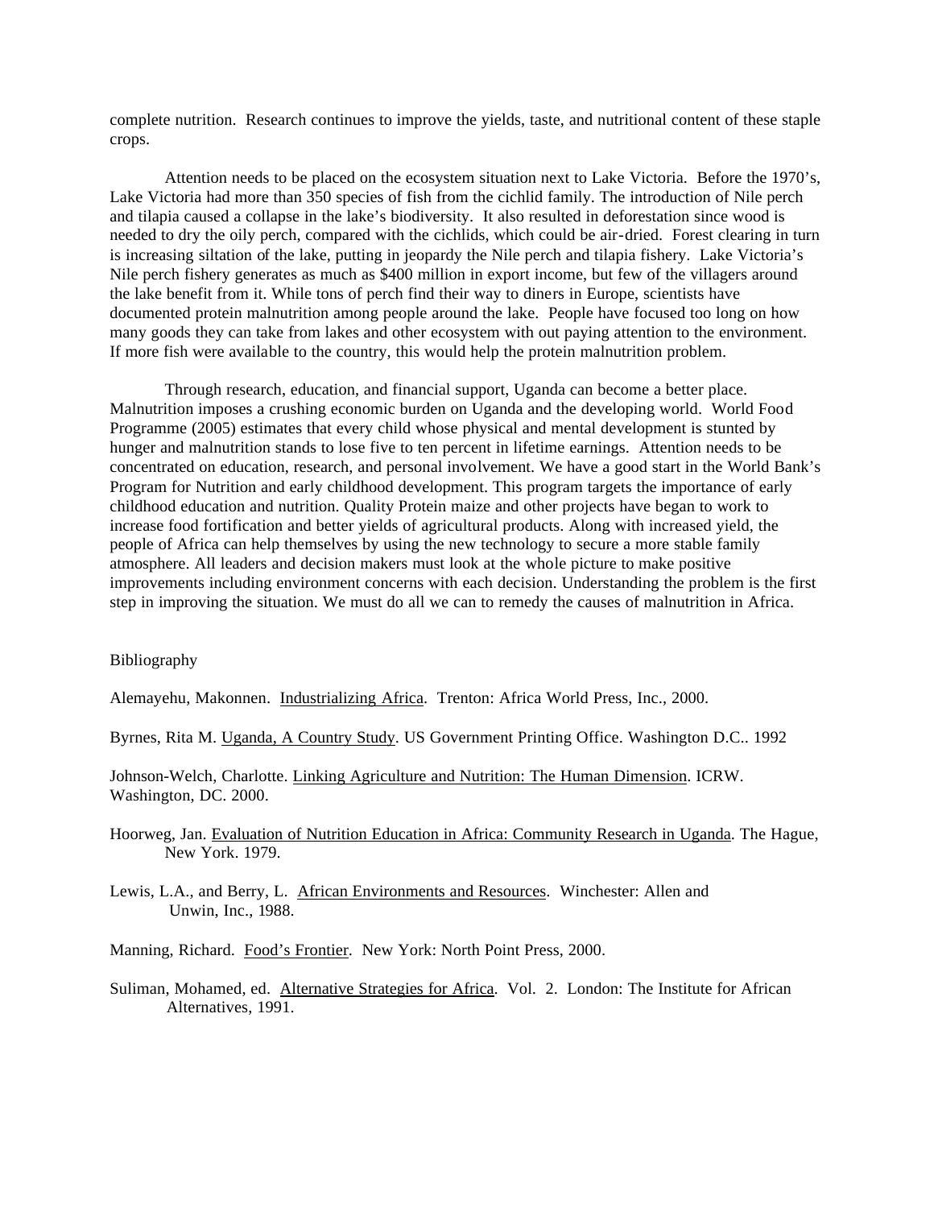complete nutrition. Research continues to improve the yields, taste, and nutritional content of these staple crops.

Attention needs to be placed on the ecosystem situation next to Lake Victoria. Before the 1970's, Lake Victoria had more than 350 species of fish from the cichlid family. The introduction of Nile perch and tilapia caused a collapse in the lake's biodiversity. It also resulted in deforestation since wood is needed to dry the oily perch, compared with the cichlids, which could be air-dried. Forest clearing in turn is increasing siltation of the lake, putting in jeopardy the Nile perch and tilapia fishery. Lake Victoria's Nile perch fishery generates as much as $400 million in export income, but few of the villagers around the lake benefit from it. While tons of perch find their way to diners in Europe, scientists have documented protein malnutrition among people around the lake. People have focused too long on how many goods they can take from lakes and other ecosystem with out paying attention to the environment. If more fish were available to the country, this would help the protein malnutrition problem.

Through research, education, and financial support, Uganda can become a better place. Malnutrition imposes a crushing economic burden on Uganda and the developing world. World Food Programme (2005) estimates that every child whose physical and mental development is stunted by hunger and malnutrition stands to lose five to ten percent in lifetime earnings. Attention needs to be concentrated on education, research, and personal involvement. We have a good start in the World Bank's Program for Nutrition and early childhood development. This program targets the importance of early childhood education and nutrition. Quality Protein maize and other projects have began to work to increase food fortification and better yields of agricultural products. Along with increased yield, the people of Africa can help themselves by using the new technology to secure a more stable family atmosphere. All leaders and decision makers must look at the whole picture to make positive improvements including environment concerns with each decision. Understanding the problem is the first step in improving the situation. We must do all we can to remedy the causes of malnutrition in Africa.

Bibliography

Alemayehu, Makonnen. Industrializing Africa. Trenton: Africa World Press, Inc., 2000.

Byrnes, Rita M. Uganda, A Country Study. US Government Printing Office. Washington D.C.. 1992

Johnson-Welch, Charlotte. Linking Agriculture and Nutrition: The Human Dimension. ICRW. Washington, DC. 2000.

Hoorweg, Jan. Evaluation of Nutrition Education in Africa: Community Research in Uganda. The Hague, New York. 1979.

Lewis, L.A., and Berry, L. African Environments and Resources. Winchester: Allen and Unwin, Inc., 1988.

Manning, Richard. Food's Frontier. New York: North Point Press, 2000.

Suliman, Mohamed, ed. Alternative Strategies for Africa. Vol. 2. London: The Institute for African Alternatives, 1991.